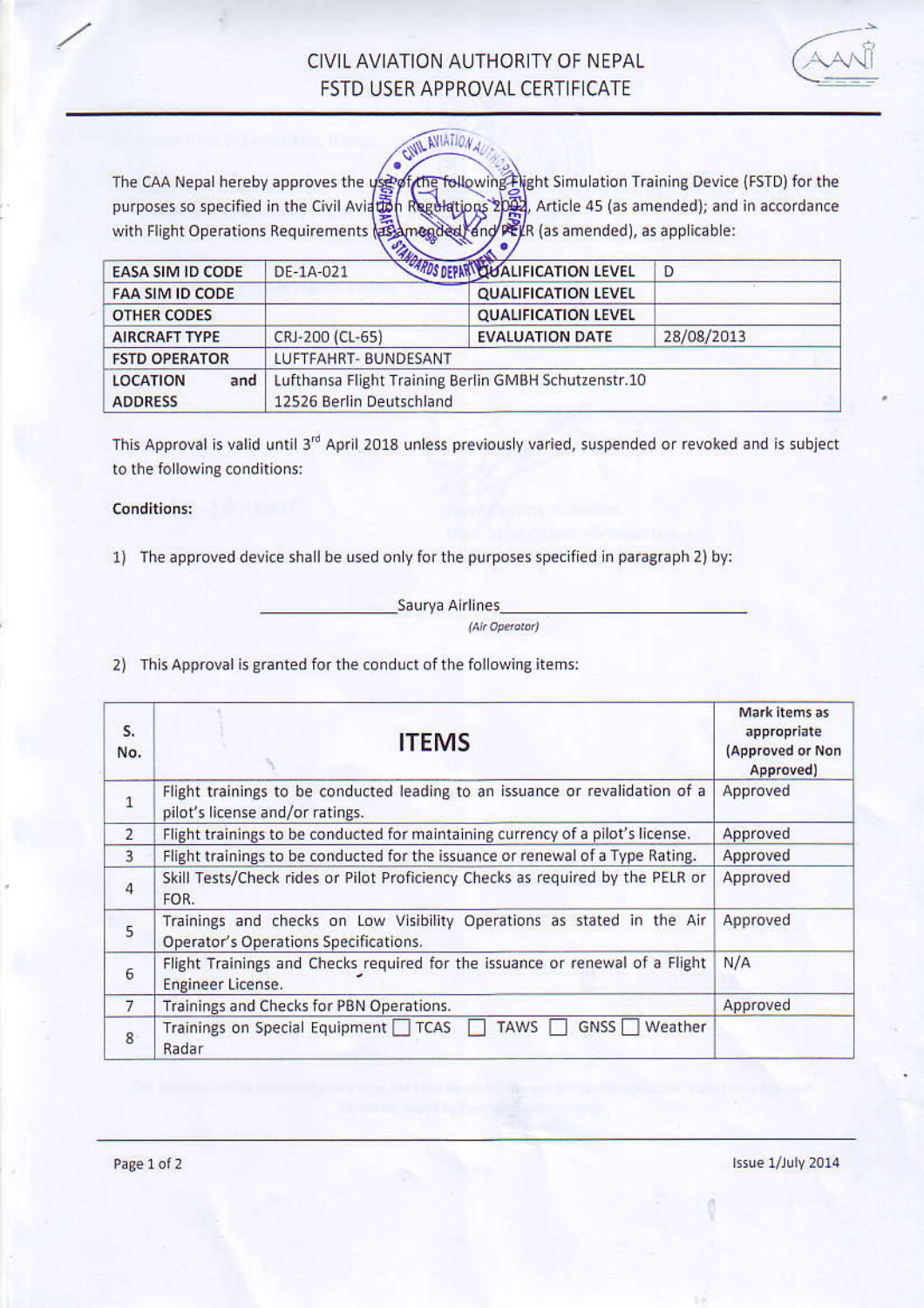# CIVIL AVIATION AUTHORITY OF NEPAL
## FSTD USER APPROVAL CERTIFICATE

The CAA Nepal hereby approves the use of the following Flight Simulation Training Device (FSTD) for the purposes so specified in the Civil Aviation Regulations 2058, Article 45 (as amended); and in accordance with Flight Operations Requirements (as amended) and PELR (as amended), as applicable:

| | | | |
|---|---|---|---|
| **EASA SIM ID CODE** | DE-1A-021 | **QUALIFICATION LEVEL** | D |
| **FAA SIM ID CODE** | | **QUALIFICATION LEVEL** | |
| **OTHER CODES** | | **QUALIFICATION LEVEL** | |
| **AIRCRAFT TYPE** | CRJ-200 (CL-65) | **EVALUATION DATE** | 28/08/2013 |
| **FSTD OPERATOR** | LUFTFAHRT- BUNDESANT | | |
| **LOCATION and ADDRESS** | Lufthansa Flight Training Berlin GMBH Schutzenstr.10 12526 Berlin Deutschland | | |

This Approval is valid until 3rd April 2018 unless previously varied, suspended or revoked and is subject to the following conditions:

**Conditions:**

1) The approved device shall be used only for the purposes specified in paragraph 2) by:

Saurya Airlines
*(Air Operator)*

2) This Approval is granted for the conduct of the following items:

| S. No. | ITEMS | Mark items as appropriate (Approved or Non Approved) |
|---|---|---|
| 1 | Flight trainings to be conducted leading to an issuance or revalidation of a pilot's license and/or ratings. | Approved |
| 2 | Flight trainings to be conducted for maintaining currency of a pilot's license. | Approved |
| 3 | Flight trainings to be conducted for the issuance or renewal of a Type Rating. | Approved |
| 4 | Skill Tests/Check rides or Pilot Proficiency Checks as required by the PELR or FOR. | Approved |
| 5 | Trainings and checks on Low Visibility Operations as stated in the Air Operator's Operations Specifications. | Approved |
| 6 | Flight Trainings and Checks required for the issuance or renewal of a Flight Engineer License. | N/A |
| 7 | Trainings and Checks for PBN Operations. | Approved |
| 8 | Trainings on Special Equipment ☐ TCAS ☐ TAWS ☐ GNSS ☐ Weather Radar | |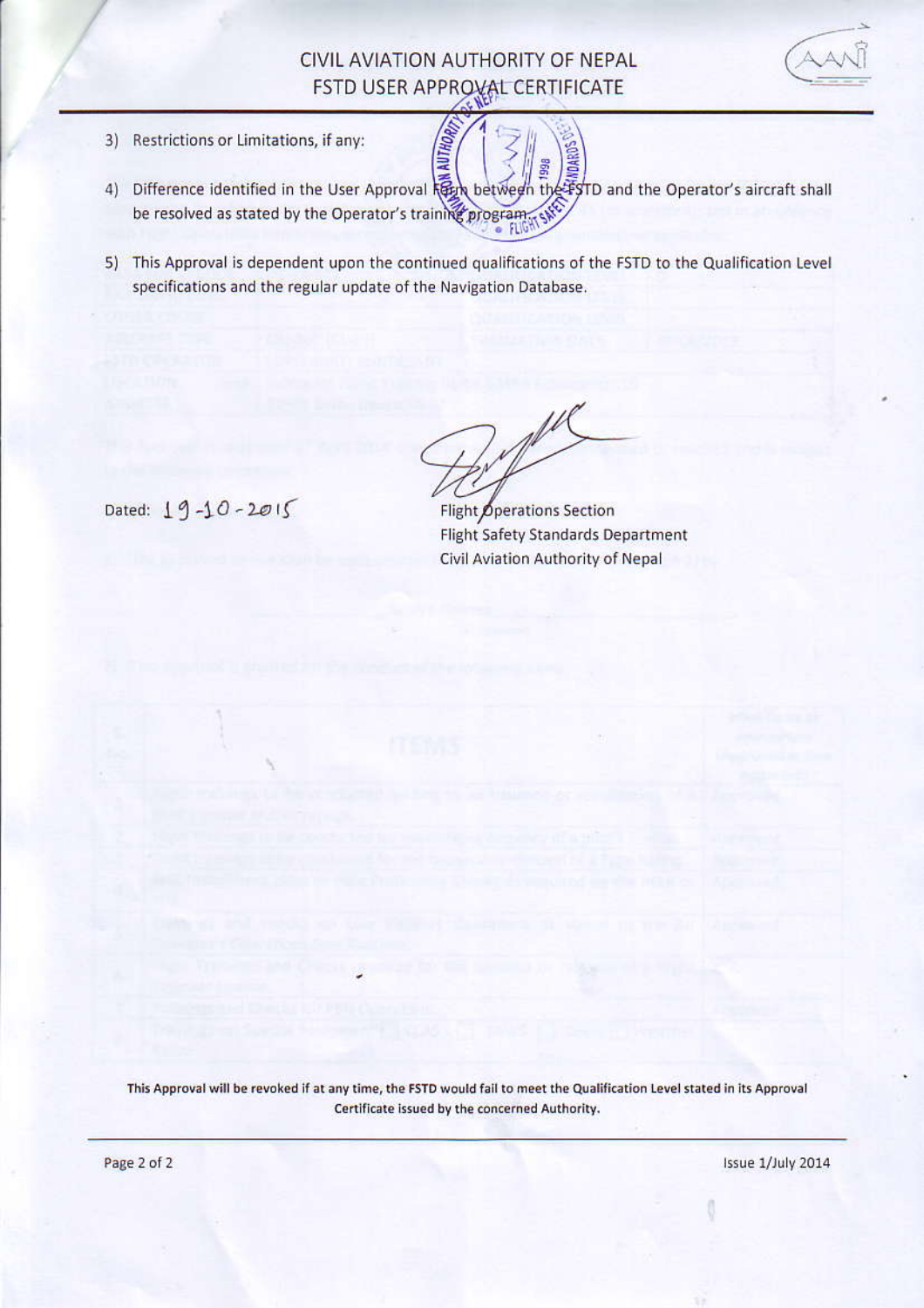# CIVIL AVIATION AUTHORITY OF NEPAL
## FSTD USER APPROVAL CERTIFICATE

3) Restrictions or Limitations, if any:

4) Difference identified in the User Approval Form between the FSTD and the Operator's aircraft shall be resolved as stated by the Operator's training program.

5) This Approval is dependent upon the continued qualifications of the FSTD to the Qualification Level specifications and the regular update of the Navigation Database.

Dated: 19-10-2015

Flight Operations Section
Flight Safety Standards Department
Civil Aviation Authority of Nepal

**This Approval will be revoked if at any time, the FSTD would fail to meet the Qualification Level stated in its Approval Certificate issued by the concerned Authority.**

Issue 1/July 2014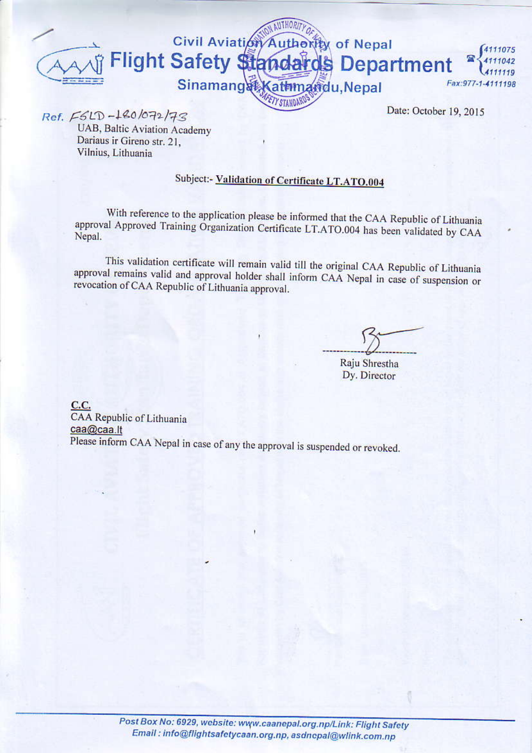Civil Aviation Authority of Nepal

# Flight Safety Standards Department

Sinamangal, Kathmandu, Nepal

4111075
4111042
4111119
Fax:977-1-4111198

Ref. FSLD-180/072/73

Date: October 19, 2015

UAB, Baltic Aviation Academy
Dariaus ir Gireno str. 21,
Vilnius, Lithuania

Subject:- **Validation of Certificate LT.ATO.004**

With reference to the application please be informed that the CAA Republic of Lithuania approval Approved Training Organization Certificate LT.ATO.004 has been validated by CAA Nepal.

This validation certificate will remain valid till the original CAA Republic of Lithuania approval remains valid and approval holder shall inform CAA Nepal in case of suspension or revocation of CAA Republic of Lithuania approval.

Raju Shrestha
Dy. Director

C.C.
CAA Republic of Lithuania
caa@caa.lt
Please inform CAA Nepal in case of any the approval is suspended or revoked.

Post Box No: 6929, website: www.caanepal.org.np/Link: Flight Safety
Email : info@flightsafetycaan.org.np, asdncpal@wlink.com.np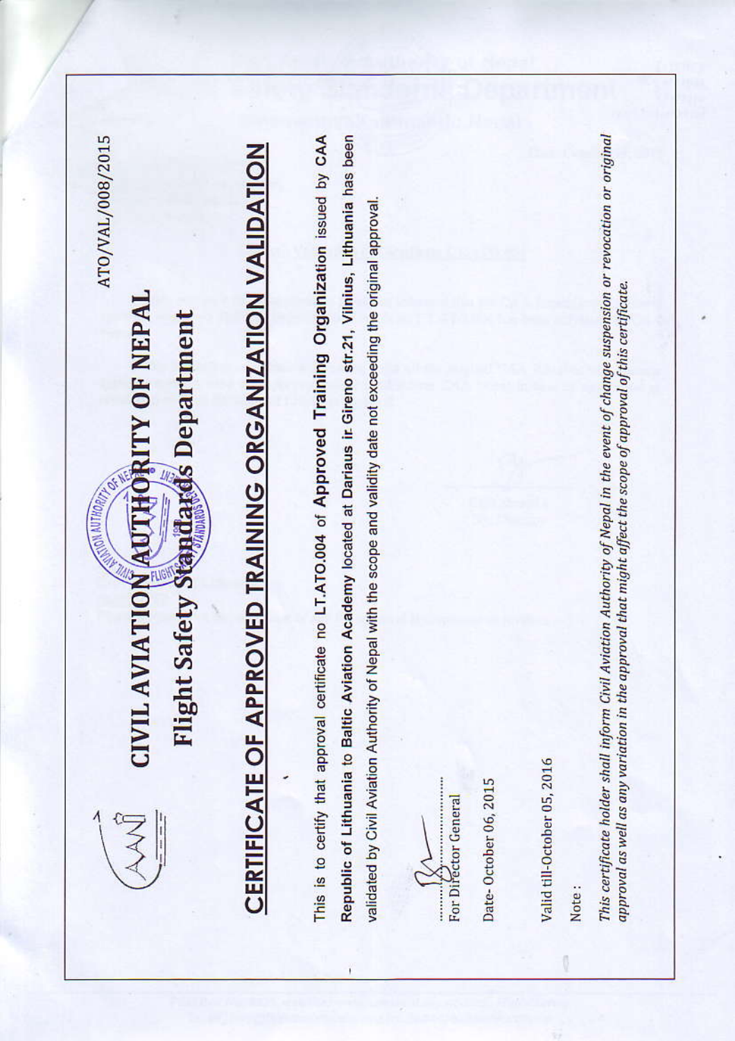ATO/VAL/008/2015

# CIVIL AVIATION AUTHORITY OF NEPAL

## Flight Safety Standards Department

## CERTIFICATE OF APPROVED TRAINING ORGANIZATION VALIDATION

This is to certify that approval certificate no **LT.ATO.004** of **Approved Training Organization** issued by **CAA Republic of Lithuania** to **Baltic Aviation Academy** located at **Dariaus ir Gireno str.21, Vilnius, Lithuania** has been validated by Civil Aviation Authority of Nepal with the scope and validity date not exceeding the original approval.

For Director General

Date- October 06, 2015

Valid till-October 05, 2016

Note :

*This certificate holder shall inform Civil Aviation Authority of Nepal in the event of change suspension or revocation or original approval as well as any variation in the approval that might affect the scope of approval of this certificate.*